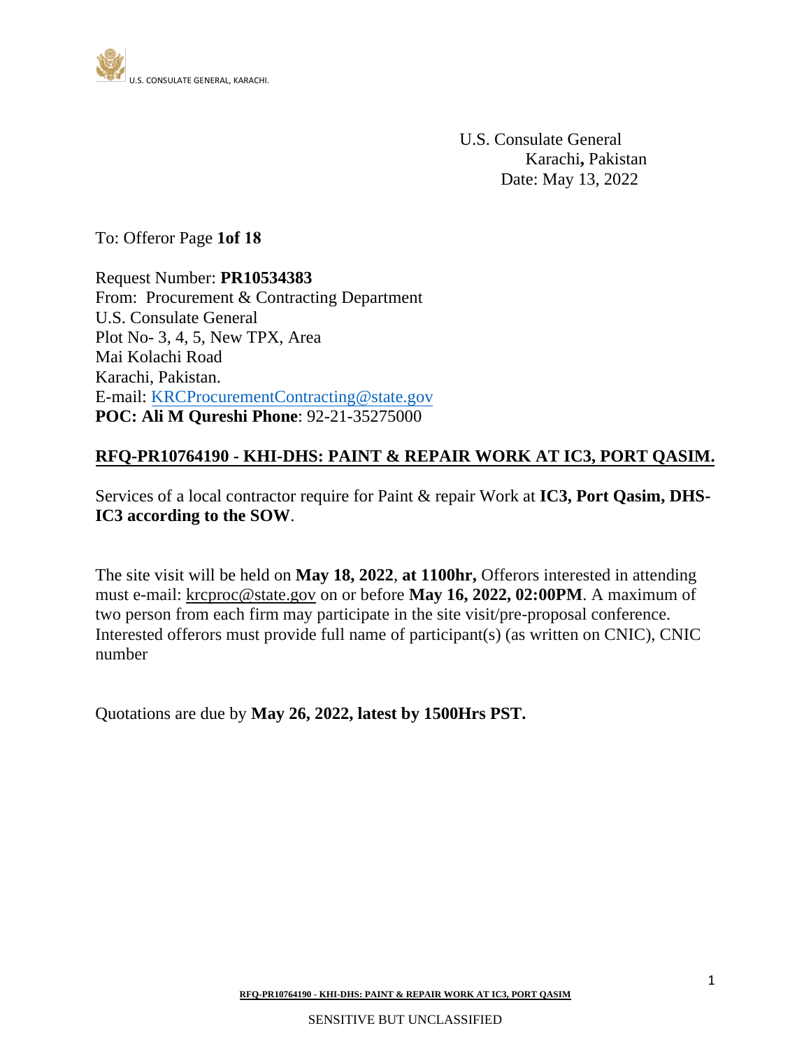U.S. Consulate General
Karachi**,** Pakistan
Date: May 13, 2022

To: Offeror Page **1of 18**

Request Number: **PR10534383**
From: Procurement & Contracting Department
U.S. Consulate General
Plot No- 3, 4, 5, New TPX, Area
Mai Kolachi Road
Karachi, Pakistan.
E-mail: KRCProcurementContracting@state.gov
**POC: Ali M Qureshi Phone**: 92-21-35275000

## RFQ-PR10764190 - KHI-DHS: PAINT & REPAIR WORK AT IC3, PORT QASIM.

Services of a local contractor require for Paint & repair Work at **IC3, Port Qasim, DHS-IC3 according to the SOW**.

The site visit will be held on **May 18, 2022**, **at 1100hr,** Offerors interested in attending must e-mail: krcproc@state.gov on or before **May 16, 2022, 02:00PM**. A maximum of two person from each firm may participate in the site visit/pre-proposal conference. Interested offerors must provide full name of participant(s) (as written on CNIC), CNIC number

Quotations are due by **May 26, 2022, latest by 1500Hrs PST.**

SENSITIVE BUT UNCLASSIFIED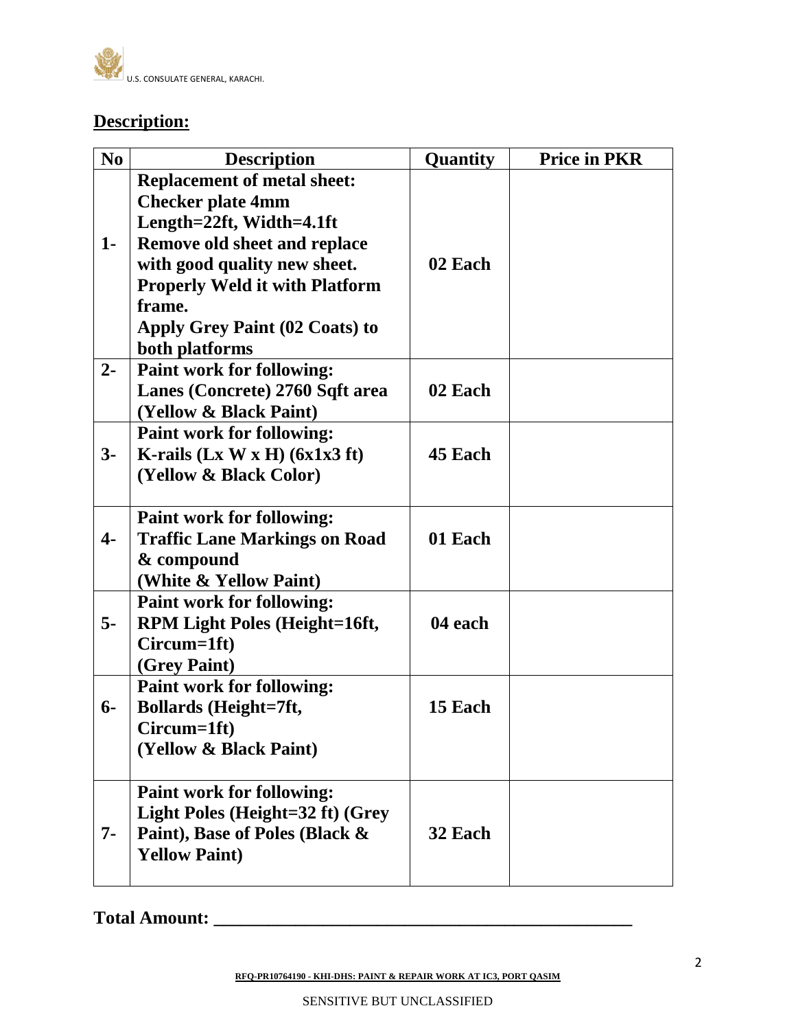## Description:

| No | Description | Quantity | Price in PKR |
|---|---|---|---|
| 1- | **Replacement of metal sheet: Checker plate 4mm Length=22ft, Width=4.1ft Remove old sheet and replace with good quality new sheet. Properly Weld it with Platform frame. Apply Grey Paint (02 Coats) to both platforms** | **02 Each** | |
| 2- | **Paint work for following: Lanes (Concrete) 2760 Sqft area (Yellow & Black Paint)** | **02 Each** | |
| 3- | **Paint work for following: K-rails (Lx W x H) (6x1x3 ft) (Yellow & Black Color)** | **45 Each** | |
| 4- | **Paint work for following: Traffic Lane Markings on Road & compound (White & Yellow Paint)** | **01 Each** | |
| 5- | **Paint work for following: RPM Light Poles (Height=16ft, Circum=1ft) (Grey Paint)** | **04 each** | |
| 6- | **Paint work for following: Bollards (Height=7ft, Circum=1ft) (Yellow & Black Paint)** | **15 Each** | |
| 7- | **Paint work for following: Light Poles (Height=32 ft) (Grey Paint), Base of Poles (Black & Yellow Paint)** | **32 Each** | |

**Total Amount: ______________________________________________**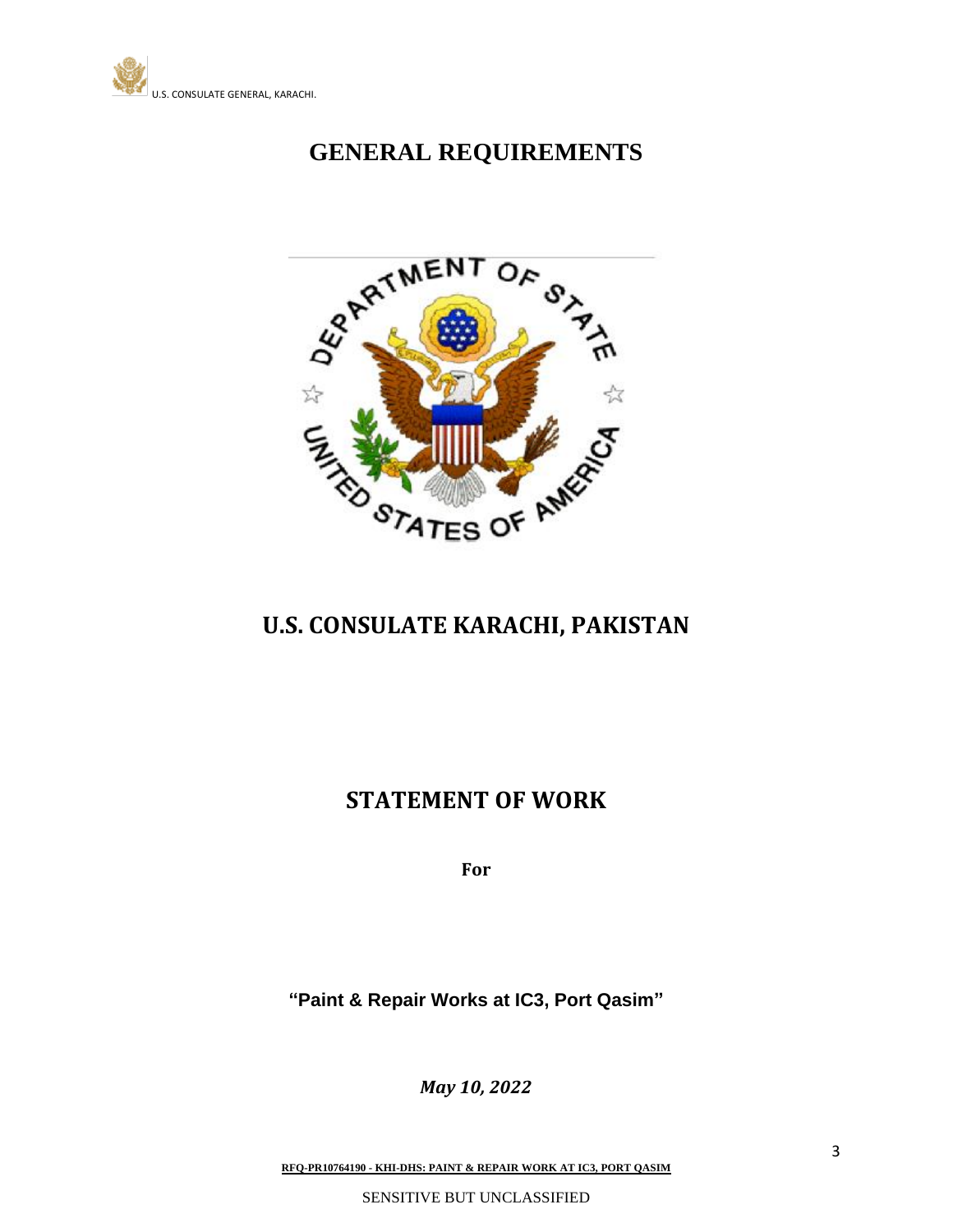# GENERAL REQUIREMENTS

## U.S. CONSULATE KARACHI, PAKISTAN

## STATEMENT OF WORK

**For**

**"Paint & Repair Works at IC3, Port Qasim"**

***May 10, 2022***

SENSITIVE BUT UNCLASSIFIED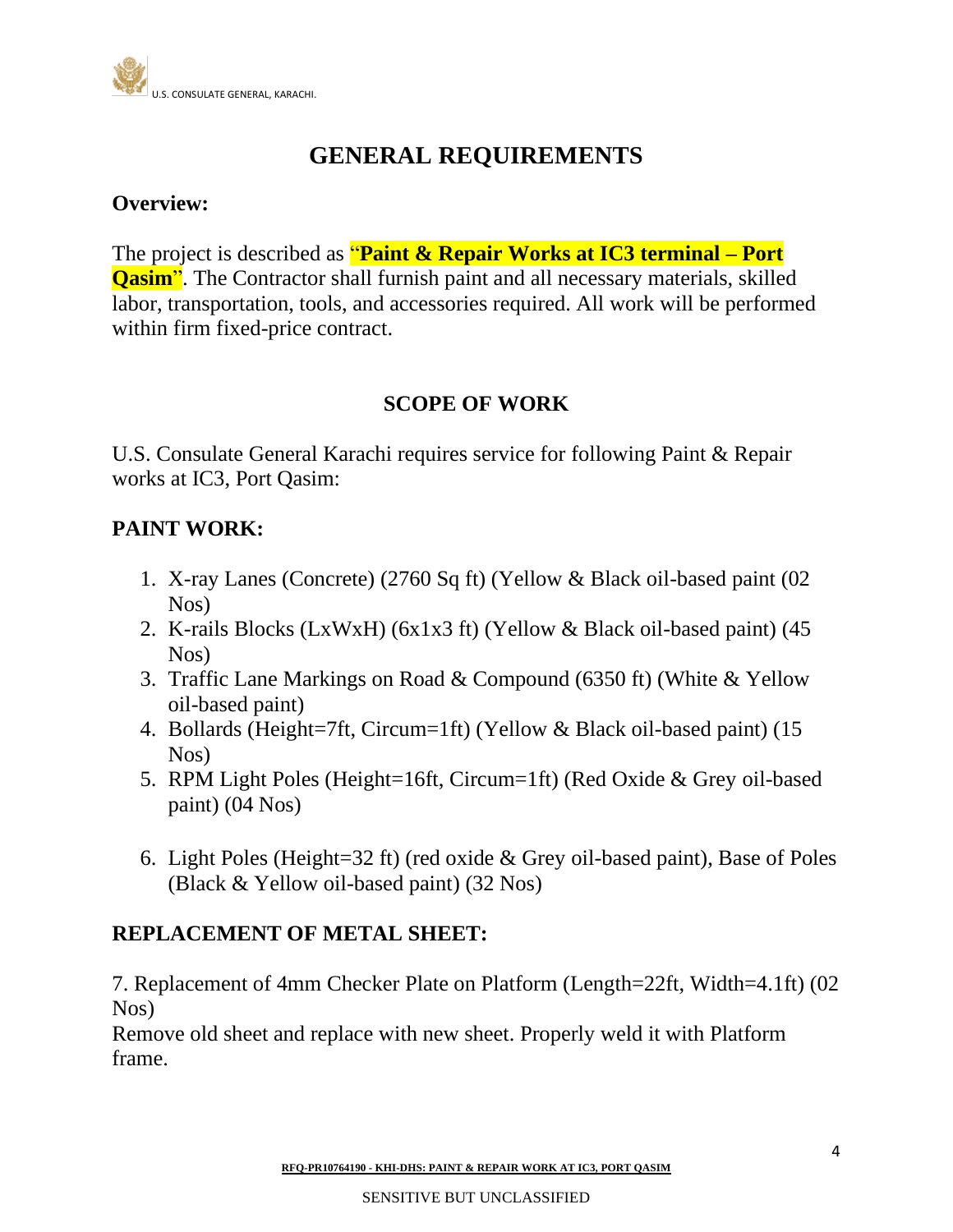# GENERAL REQUIREMENTS

**Overview:**

The project is described as "**Paint & Repair Works at IC3 terminal – Port Qasim**". The Contractor shall furnish paint and all necessary materials, skilled labor, transportation, tools, and accessories required. All work will be performed within firm fixed-price contract.

## SCOPE OF WORK

U.S. Consulate General Karachi requires service for following Paint & Repair works at IC3, Port Qasim:

**PAINT WORK:**

1. X-ray Lanes (Concrete) (2760 Sq ft) (Yellow & Black oil-based paint (02 Nos)
2. K-rails Blocks (LxWxH) (6x1x3 ft) (Yellow & Black oil-based paint) (45 Nos)
3. Traffic Lane Markings on Road & Compound (6350 ft) (White & Yellow oil-based paint)
4. Bollards (Height=7ft, Circum=1ft) (Yellow & Black oil-based paint) (15 Nos)
5. RPM Light Poles (Height=16ft, Circum=1ft) (Red Oxide & Grey oil-based paint) (04 Nos)
6. Light Poles (Height=32 ft) (red oxide & Grey oil-based paint), Base of Poles (Black & Yellow oil-based paint) (32 Nos)

**REPLACEMENT OF METAL SHEET:**

7. Replacement of 4mm Checker Plate on Platform (Length=22ft, Width=4.1ft) (02 Nos)
Remove old sheet and replace with new sheet. Properly weld it with Platform frame.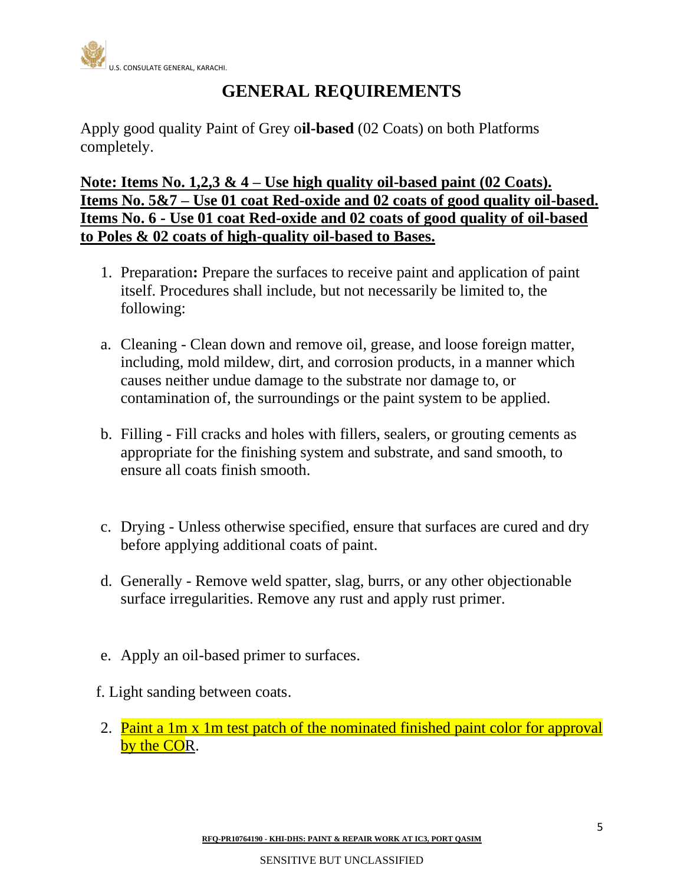# GENERAL REQUIREMENTS

Apply good quality Paint of Grey o**il-based** (02 Coats) on both Platforms completely.

**Note: Items No. 1,2,3 & 4 – Use high quality oil-based paint (02 Coats). Items No. 5&7 – Use 01 coat Red-oxide and 02 coats of good quality oil-based. Items No. 6 - Use 01 coat Red-oxide and 02 coats of good quality of oil-based to Poles & 02 coats of high-quality oil-based to Bases.**

1. Preparation**:** Prepare the surfaces to receive paint and application of paint itself. Procedures shall include, but not necessarily be limited to, the following:

   a. Cleaning - Clean down and remove oil, grease, and loose foreign matter, including, mold mildew, dirt, and corrosion products, in a manner which causes neither undue damage to the substrate nor damage to, or contamination of, the surroundings or the paint system to be applied.

   b. Filling - Fill cracks and holes with fillers, sealers, or grouting cements as appropriate for the finishing system and substrate, and sand smooth, to ensure all coats finish smooth.

   c. Drying - Unless otherwise specified, ensure that surfaces are cured and dry before applying additional coats of paint.

   d. Generally - Remove weld spatter, slag, burrs, or any other objectionable surface irregularities. Remove any rust and apply rust primer.

   e. Apply an oil-based primer to surfaces.

   f. Light sanding between coats.

2. Paint a 1m x 1m test patch of the nominated finished paint color for approval by the COR.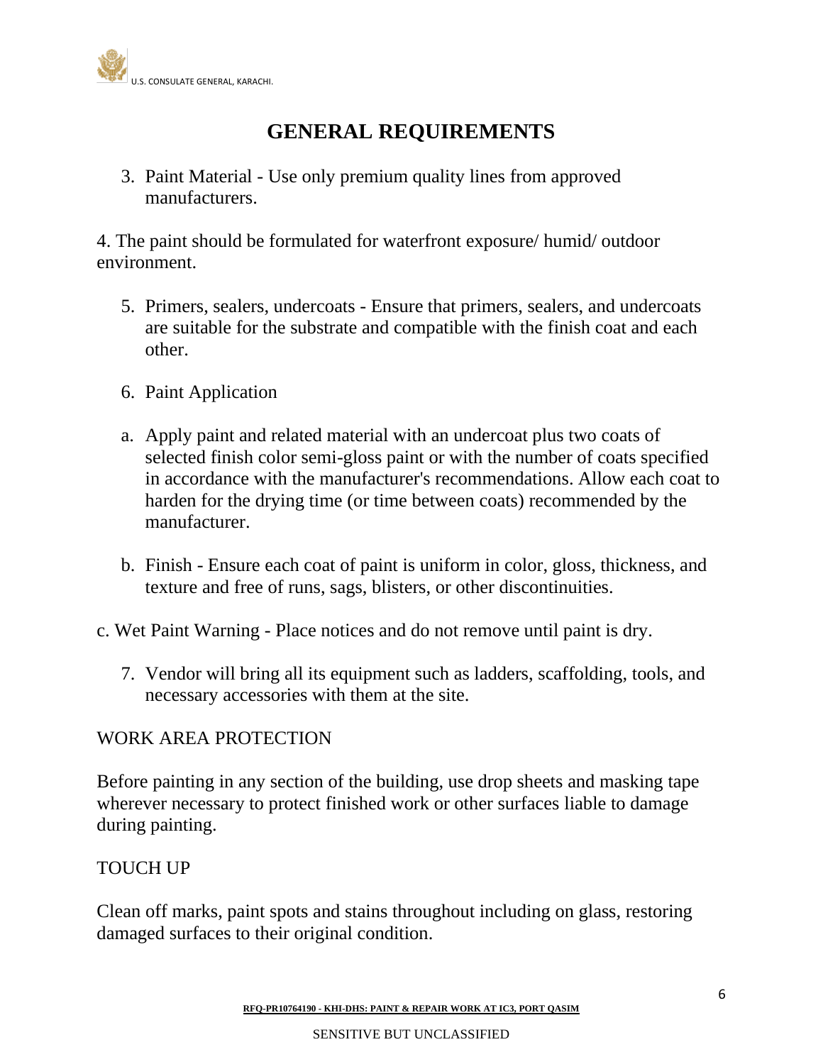# GENERAL REQUIREMENTS

3. Paint Material - Use only premium quality lines from approved manufacturers.

4. The paint should be formulated for waterfront exposure/ humid/ outdoor environment.

5. Primers, sealers, undercoats - Ensure that primers, sealers, and undercoats are suitable for the substrate and compatible with the finish coat and each other.

6. Paint Application

a. Apply paint and related material with an undercoat plus two coats of selected finish color semi-gloss paint or with the number of coats specified in accordance with the manufacturer's recommendations. Allow each coat to harden for the drying time (or time between coats) recommended by the manufacturer.

b. Finish - Ensure each coat of paint is uniform in color, gloss, thickness, and texture and free of runs, sags, blisters, or other discontinuities.

c. Wet Paint Warning - Place notices and do not remove until paint is dry.

7. Vendor will bring all its equipment such as ladders, scaffolding, tools, and necessary accessories with them at the site.

WORK AREA PROTECTION

Before painting in any section of the building, use drop sheets and masking tape wherever necessary to protect finished work or other surfaces liable to damage during painting.

TOUCH UP

Clean off marks, paint spots and stains throughout including on glass, restoring damaged surfaces to their original condition.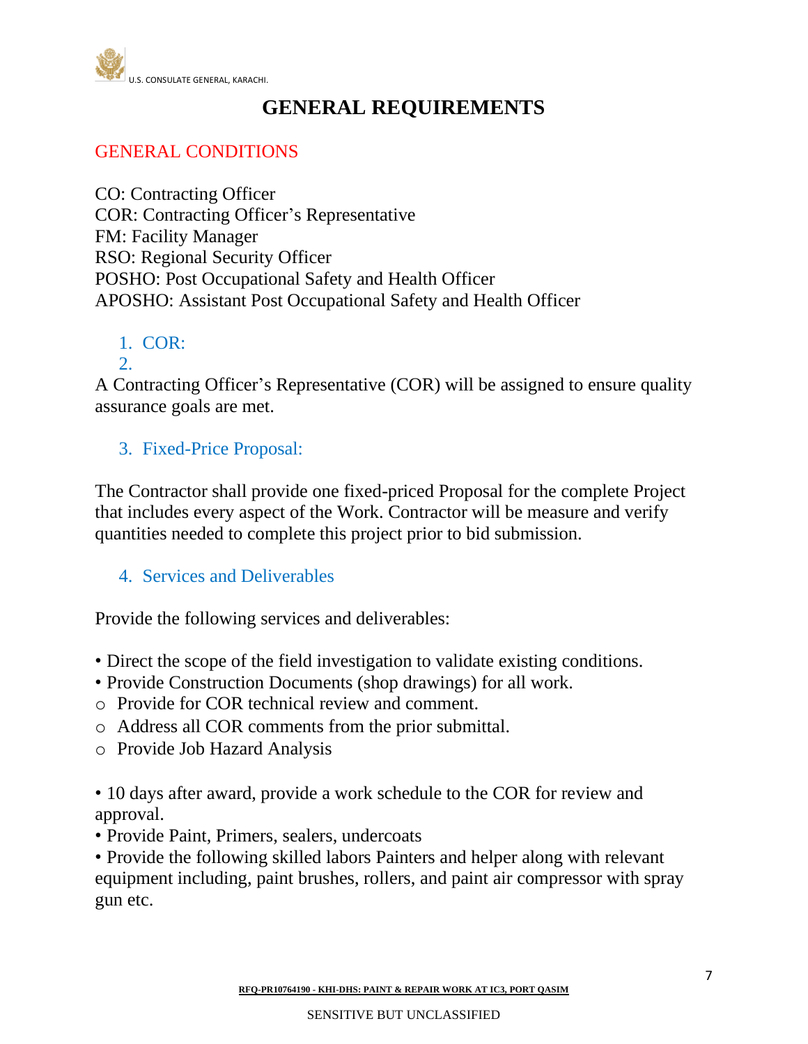# GENERAL REQUIREMENTS

## GENERAL CONDITIONS

CO: Contracting Officer
COR: Contracting Officer's Representative
FM: Facility Manager
RSO: Regional Security Officer
POSHO: Post Occupational Safety and Health Officer
APOSHO: Assistant Post Occupational Safety and Health Officer

1. COR:
2. 

A Contracting Officer's Representative (COR) will be assigned to ensure quality assurance goals are met.

3. Fixed-Price Proposal:

The Contractor shall provide one fixed-priced Proposal for the complete Project that includes every aspect of the Work. Contractor will be measure and verify quantities needed to complete this project prior to bid submission.

4. Services and Deliverables

Provide the following services and deliverables:

- Direct the scope of the field investigation to validate existing conditions.
- Provide Construction Documents (shop drawings) for all work.
  - Provide for COR technical review and comment.
  - Address all COR comments from the prior submittal.
  - Provide Job Hazard Analysis

- 10 days after award, provide a work schedule to the COR for review and approval.
- Provide Paint, Primers, sealers, undercoats
- Provide the following skilled labors Painters and helper along with relevant equipment including, paint brushes, rollers, and paint air compressor with spray gun etc.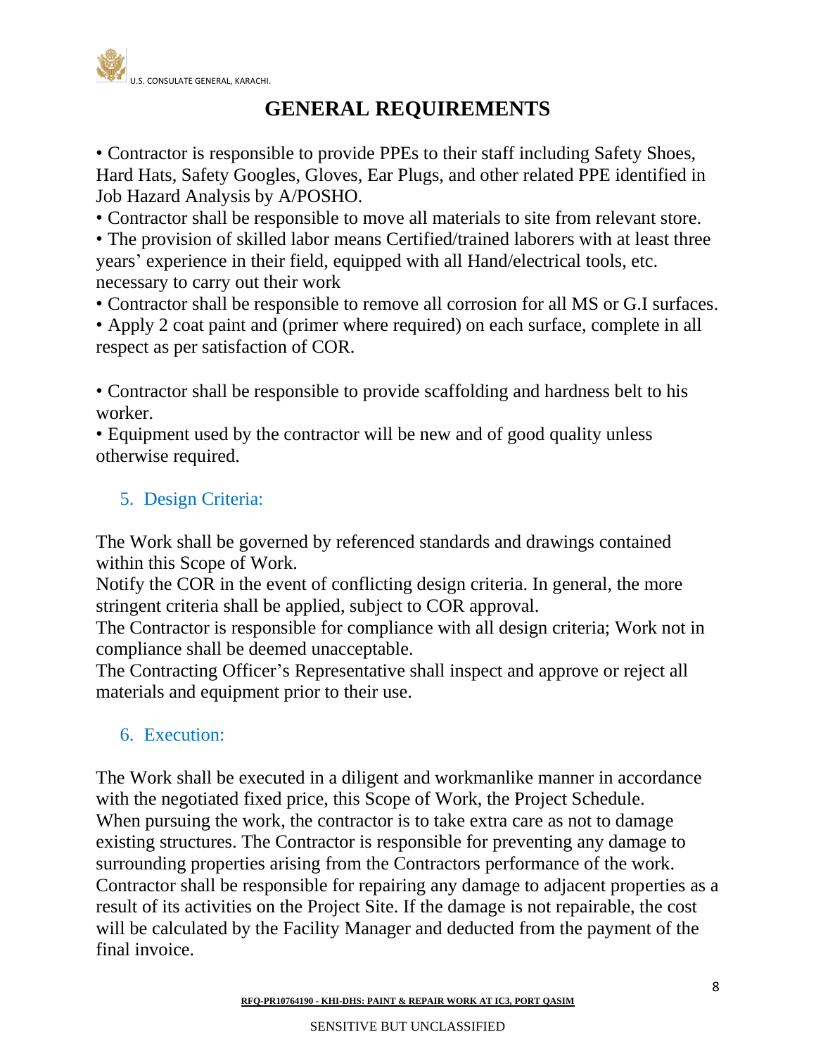# GENERAL REQUIREMENTS

• Contractor is responsible to provide PPEs to their staff including Safety Shoes, Hard Hats, Safety Googles, Gloves, Ear Plugs, and other related PPE identified in Job Hazard Analysis by A/POSHO.

• Contractor shall be responsible to move all materials to site from relevant store.

• The provision of skilled labor means Certified/trained laborers with at least three years' experience in their field, equipped with all Hand/electrical tools, etc. necessary to carry out their work

• Contractor shall be responsible to remove all corrosion for all MS or G.I surfaces.

• Apply 2 coat paint and (primer where required) on each surface, complete in all respect as per satisfaction of COR.

• Contractor shall be responsible to provide scaffolding and hardness belt to his worker.

• Equipment used by the contractor will be new and of good quality unless otherwise required.

## 5. Design Criteria:

The Work shall be governed by referenced standards and drawings contained within this Scope of Work.

Notify the COR in the event of conflicting design criteria. In general, the more stringent criteria shall be applied, subject to COR approval.

The Contractor is responsible for compliance with all design criteria; Work not in compliance shall be deemed unacceptable.

The Contracting Officer's Representative shall inspect and approve or reject all materials and equipment prior to their use.

## 6. Execution:

The Work shall be executed in a diligent and workmanlike manner in accordance with the negotiated fixed price, this Scope of Work, the Project Schedule.

When pursuing the work, the contractor is to take extra care as not to damage existing structures. The Contractor is responsible for preventing any damage to surrounding properties arising from the Contractors performance of the work. Contractor shall be responsible for repairing any damage to adjacent properties as a result of its activities on the Project Site. If the damage is not repairable, the cost will be calculated by the Facility Manager and deducted from the payment of the final invoice.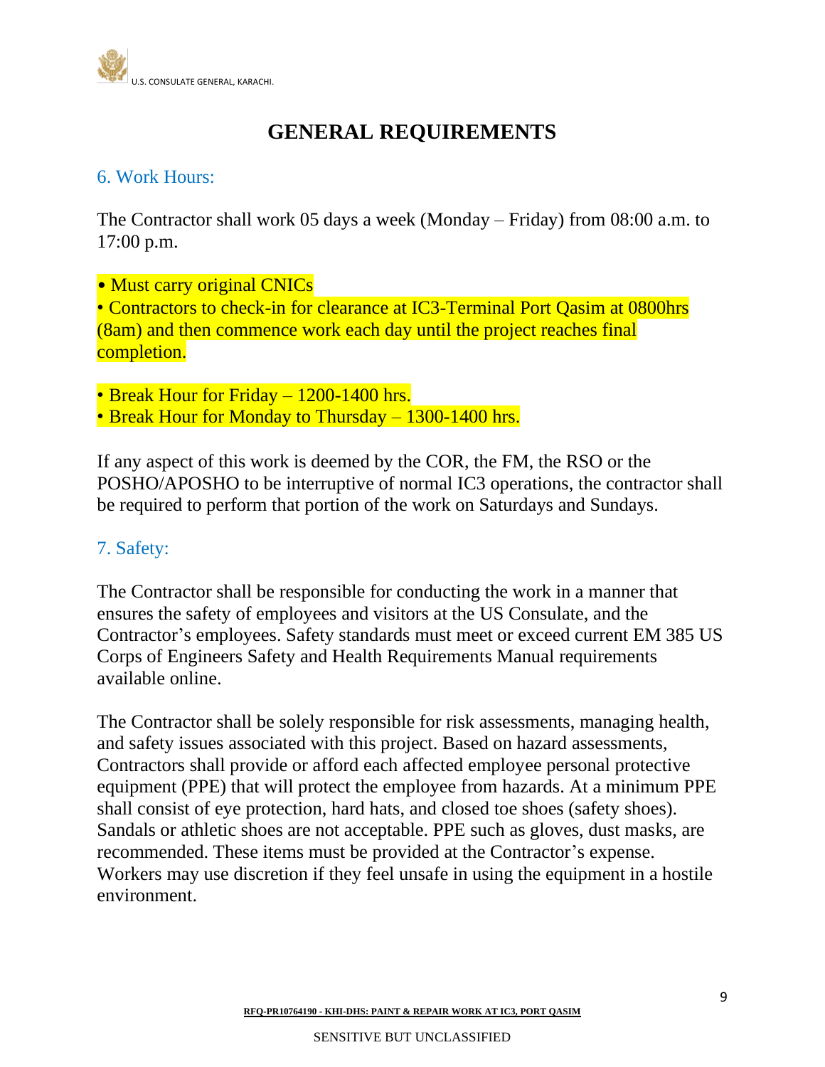# GENERAL REQUIREMENTS

## 6. Work Hours:

The Contractor shall work 05 days a week (Monday – Friday) from 08:00 a.m. to 17:00 p.m.

- Must carry original CNICs
- Contractors to check-in for clearance at IC3-Terminal Port Qasim at 0800hrs (8am) and then commence work each day until the project reaches final completion.

- Break Hour for Friday – 1200-1400 hrs.
- Break Hour for Monday to Thursday – 1300-1400 hrs.

If any aspect of this work is deemed by the COR, the FM, the RSO or the POSHO/APOSHO to be interruptive of normal IC3 operations, the contractor shall be required to perform that portion of the work on Saturdays and Sundays.

## 7. Safety:

The Contractor shall be responsible for conducting the work in a manner that ensures the safety of employees and visitors at the US Consulate, and the Contractor's employees. Safety standards must meet or exceed current EM 385 US Corps of Engineers Safety and Health Requirements Manual requirements available online.

The Contractor shall be solely responsible for risk assessments, managing health, and safety issues associated with this project. Based on hazard assessments, Contractors shall provide or afford each affected employee personal protective equipment (PPE) that will protect the employee from hazards. At a minimum PPE shall consist of eye protection, hard hats, and closed toe shoes (safety shoes). Sandals or athletic shoes are not acceptable. PPE such as gloves, dust masks, are recommended. These items must be provided at the Contractor's expense. Workers may use discretion if they feel unsafe in using the equipment in a hostile environment.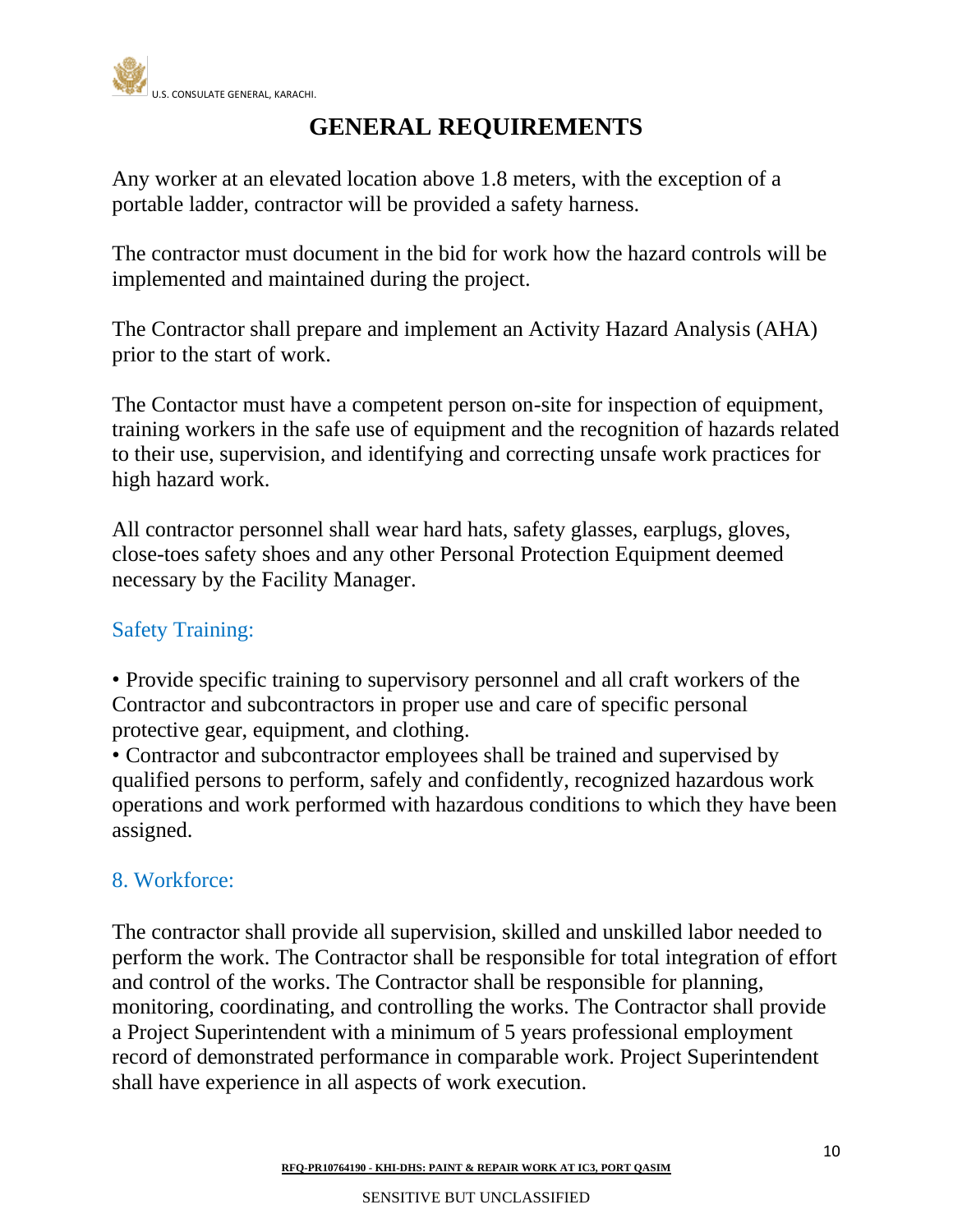# GENERAL REQUIREMENTS

Any worker at an elevated location above 1.8 meters, with the exception of a portable ladder, contractor will be provided a safety harness.

The contractor must document in the bid for work how the hazard controls will be implemented and maintained during the project.

The Contractor shall prepare and implement an Activity Hazard Analysis (AHA) prior to the start of work.

The Contactor must have a competent person on-site for inspection of equipment, training workers in the safe use of equipment and the recognition of hazards related to their use, supervision, and identifying and correcting unsafe work practices for high hazard work.

All contractor personnel shall wear hard hats, safety glasses, earplugs, gloves, close-toes safety shoes and any other Personal Protection Equipment deemed necessary by the Facility Manager.

## Safety Training:

• Provide specific training to supervisory personnel and all craft workers of the Contractor and subcontractors in proper use and care of specific personal protective gear, equipment, and clothing.
• Contractor and subcontractor employees shall be trained and supervised by qualified persons to perform, safely and confidently, recognized hazardous work operations and work performed with hazardous conditions to which they have been assigned.

## 8. Workforce:

The contractor shall provide all supervision, skilled and unskilled labor needed to perform the work. The Contractor shall be responsible for total integration of effort and control of the works. The Contractor shall be responsible for planning, monitoring, coordinating, and controlling the works. The Contractor shall provide a Project Superintendent with a minimum of 5 years professional employment record of demonstrated performance in comparable work. Project Superintendent shall have experience in all aspects of work execution.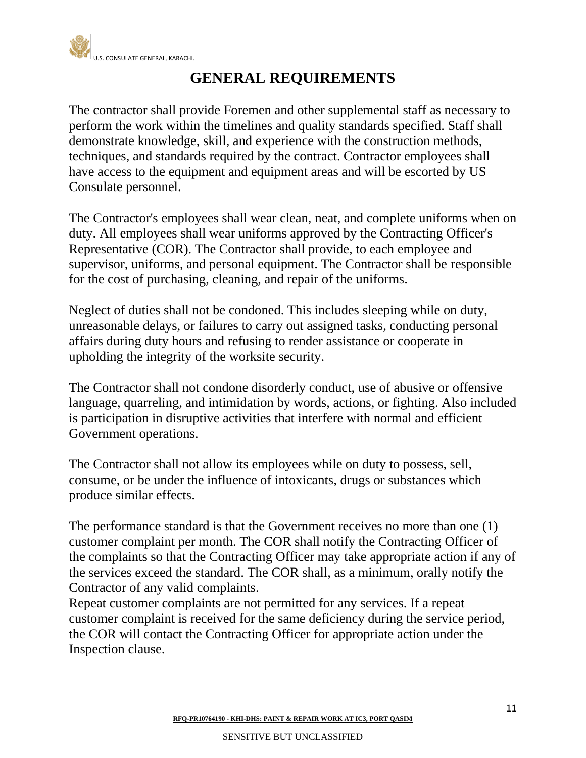# GENERAL REQUIREMENTS

The contractor shall provide Foremen and other supplemental staff as necessary to perform the work within the timelines and quality standards specified. Staff shall demonstrate knowledge, skill, and experience with the construction methods, techniques, and standards required by the contract. Contractor employees shall have access to the equipment and equipment areas and will be escorted by US Consulate personnel.

The Contractor's employees shall wear clean, neat, and complete uniforms when on duty. All employees shall wear uniforms approved by the Contracting Officer's Representative (COR). The Contractor shall provide, to each employee and supervisor, uniforms, and personal equipment. The Contractor shall be responsible for the cost of purchasing, cleaning, and repair of the uniforms.

Neglect of duties shall not be condoned. This includes sleeping while on duty, unreasonable delays, or failures to carry out assigned tasks, conducting personal affairs during duty hours and refusing to render assistance or cooperate in upholding the integrity of the worksite security.

The Contractor shall not condone disorderly conduct, use of abusive or offensive language, quarreling, and intimidation by words, actions, or fighting. Also included is participation in disruptive activities that interfere with normal and efficient Government operations.

The Contractor shall not allow its employees while on duty to possess, sell, consume, or be under the influence of intoxicants, drugs or substances which produce similar effects.

The performance standard is that the Government receives no more than one (1) customer complaint per month. The COR shall notify the Contracting Officer of the complaints so that the Contracting Officer may take appropriate action if any of the services exceed the standard. The COR shall, as a minimum, orally notify the Contractor of any valid complaints.
Repeat customer complaints are not permitted for any services. If a repeat customer complaint is received for the same deficiency during the service period, the COR will contact the Contracting Officer for appropriate action under the Inspection clause.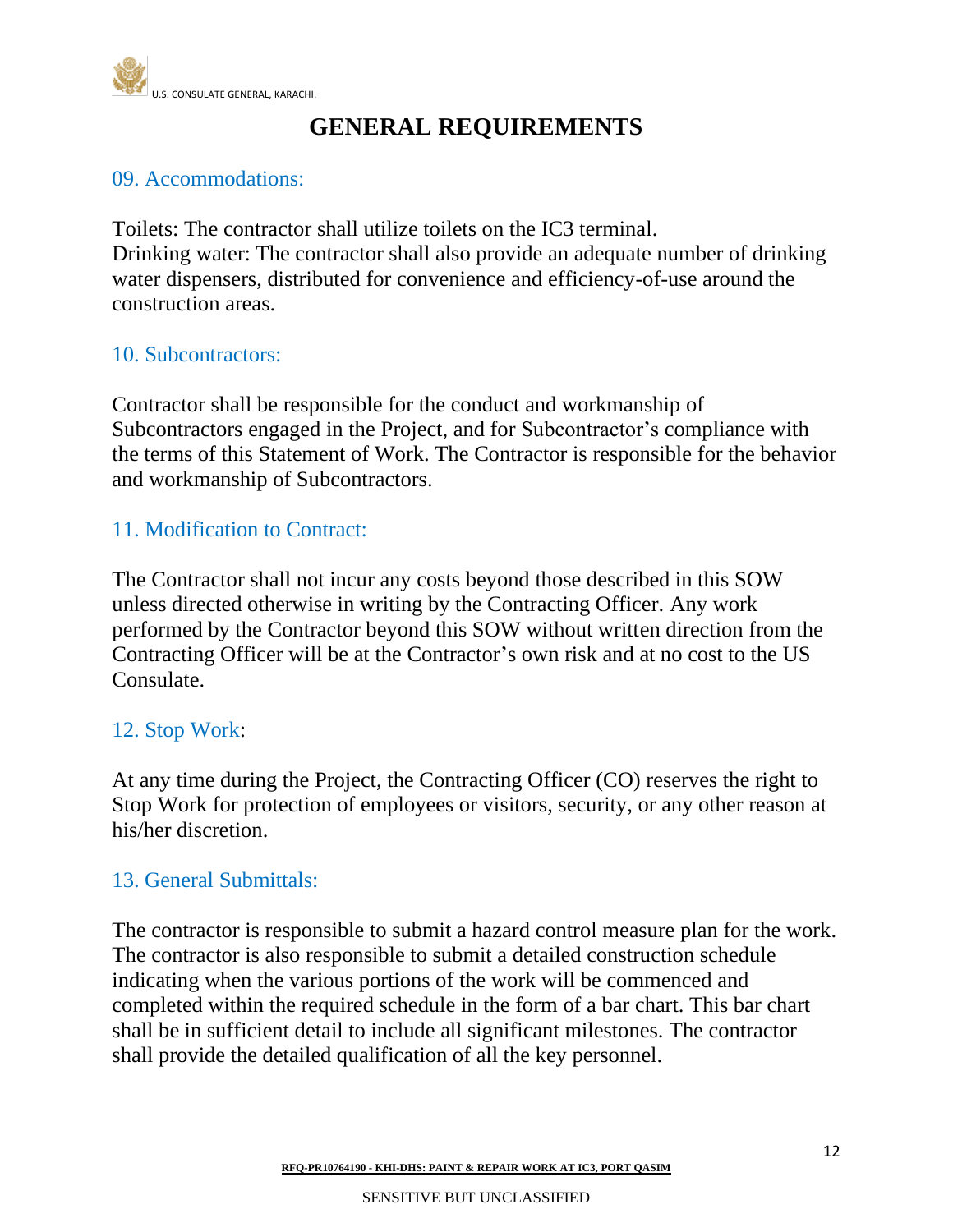# GENERAL REQUIREMENTS

## 09. Accommodations:

Toilets: The contractor shall utilize toilets on the IC3 terminal.
Drinking water: The contractor shall also provide an adequate number of drinking water dispensers, distributed for convenience and efficiency-of-use around the construction areas.

## 10. Subcontractors:

Contractor shall be responsible for the conduct and workmanship of Subcontractors engaged in the Project, and for Subcontractor's compliance with the terms of this Statement of Work. The Contractor is responsible for the behavior and workmanship of Subcontractors.

## 11. Modification to Contract:

The Contractor shall not incur any costs beyond those described in this SOW unless directed otherwise in writing by the Contracting Officer. Any work performed by the Contractor beyond this SOW without written direction from the Contracting Officer will be at the Contractor's own risk and at no cost to the US Consulate.

## 12. Stop Work:

At any time during the Project, the Contracting Officer (CO) reserves the right to Stop Work for protection of employees or visitors, security, or any other reason at his/her discretion.

## 13. General Submittals:

The contractor is responsible to submit a hazard control measure plan for the work. The contractor is also responsible to submit a detailed construction schedule indicating when the various portions of the work will be commenced and completed within the required schedule in the form of a bar chart. This bar chart shall be in sufficient detail to include all significant milestones. The contractor shall provide the detailed qualification of all the key personnel.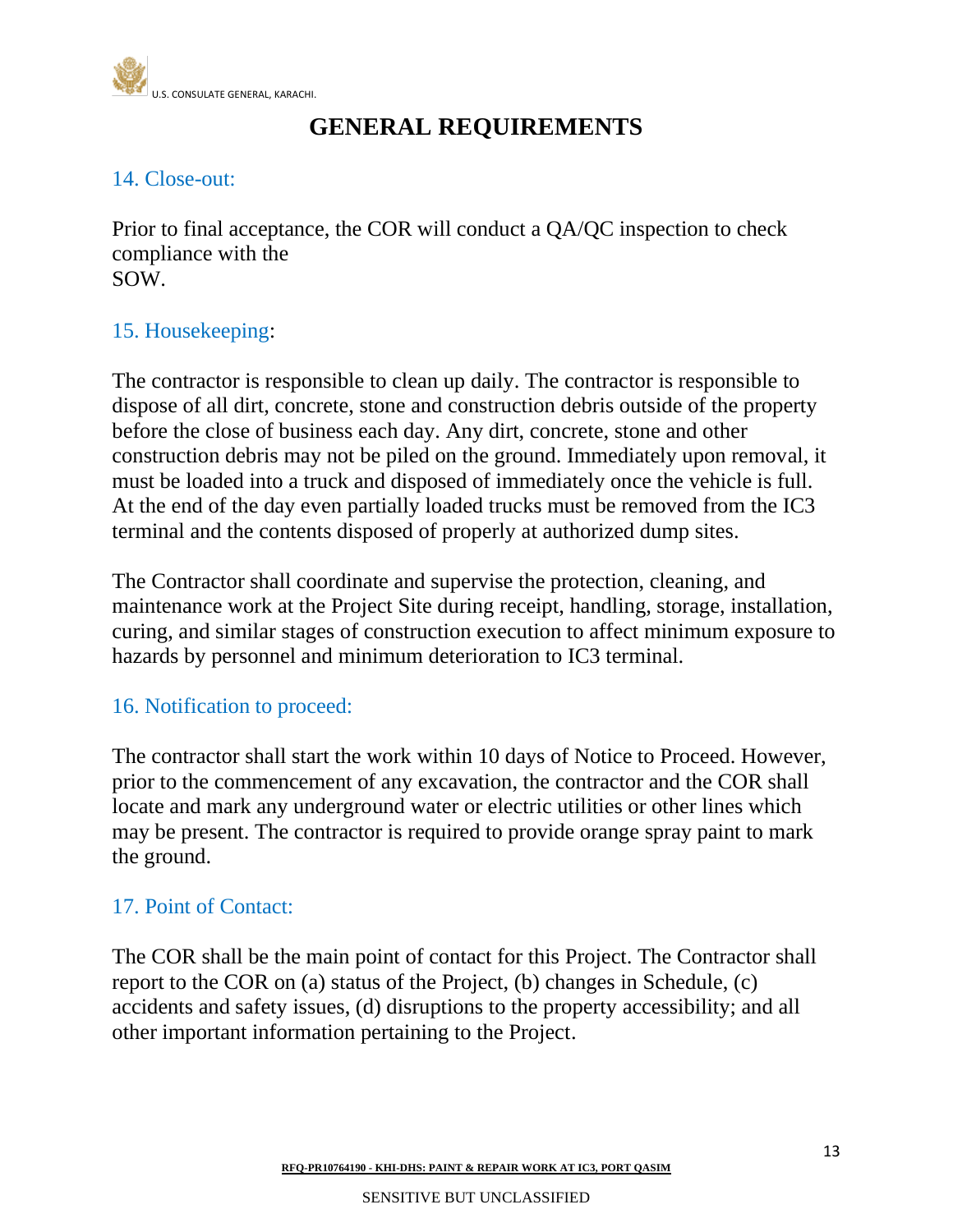# GENERAL REQUIREMENTS

## 14. Close-out:

Prior to final acceptance, the COR will conduct a QA/QC inspection to check compliance with the SOW.

## 15. Housekeeping:

The contractor is responsible to clean up daily. The contractor is responsible to dispose of all dirt, concrete, stone and construction debris outside of the property before the close of business each day. Any dirt, concrete, stone and other construction debris may not be piled on the ground. Immediately upon removal, it must be loaded into a truck and disposed of immediately once the vehicle is full. At the end of the day even partially loaded trucks must be removed from the IC3 terminal and the contents disposed of properly at authorized dump sites.

The Contractor shall coordinate and supervise the protection, cleaning, and maintenance work at the Project Site during receipt, handling, storage, installation, curing, and similar stages of construction execution to affect minimum exposure to hazards by personnel and minimum deterioration to IC3 terminal.

## 16. Notification to proceed:

The contractor shall start the work within 10 days of Notice to Proceed. However, prior to the commencement of any excavation, the contractor and the COR shall locate and mark any underground water or electric utilities or other lines which may be present. The contractor is required to provide orange spray paint to mark the ground.

## 17. Point of Contact:

The COR shall be the main point of contact for this Project. The Contractor shall report to the COR on (a) status of the Project, (b) changes in Schedule, (c) accidents and safety issues, (d) disruptions to the property accessibility; and all other important information pertaining to the Project.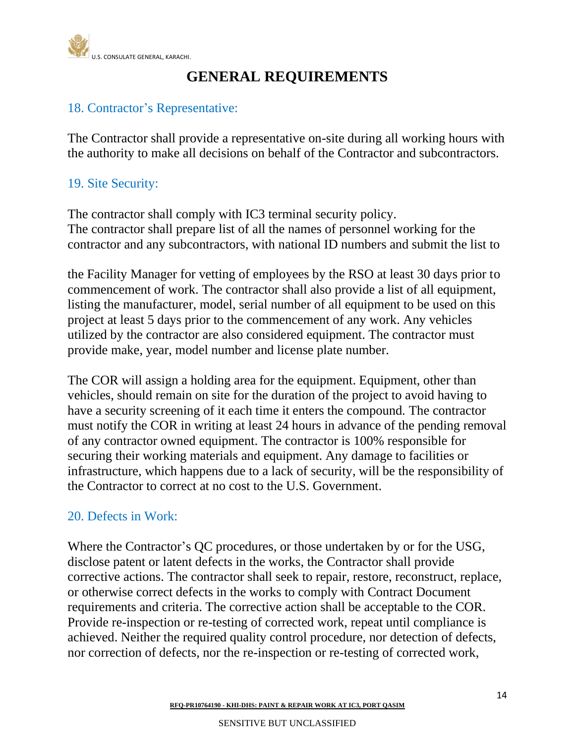# GENERAL REQUIREMENTS

## 18. Contractor's Representative:

The Contractor shall provide a representative on-site during all working hours with the authority to make all decisions on behalf of the Contractor and subcontractors.

## 19. Site Security:

The contractor shall comply with IC3 terminal security policy.
The contractor shall prepare list of all the names of personnel working for the contractor and any subcontractors, with national ID numbers and submit the list to

the Facility Manager for vetting of employees by the RSO at least 30 days prior to commencement of work. The contractor shall also provide a list of all equipment, listing the manufacturer, model, serial number of all equipment to be used on this project at least 5 days prior to the commencement of any work. Any vehicles utilized by the contractor are also considered equipment. The contractor must provide make, year, model number and license plate number.

The COR will assign a holding area for the equipment. Equipment, other than vehicles, should remain on site for the duration of the project to avoid having to have a security screening of it each time it enters the compound. The contractor must notify the COR in writing at least 24 hours in advance of the pending removal of any contractor owned equipment. The contractor is 100% responsible for securing their working materials and equipment. Any damage to facilities or infrastructure, which happens due to a lack of security, will be the responsibility of the Contractor to correct at no cost to the U.S. Government.

## 20. Defects in Work:

Where the Contractor's QC procedures, or those undertaken by or for the USG, disclose patent or latent defects in the works, the Contractor shall provide corrective actions. The contractor shall seek to repair, restore, reconstruct, replace, or otherwise correct defects in the works to comply with Contract Document requirements and criteria. The corrective action shall be acceptable to the COR. Provide re-inspection or re-testing of corrected work, repeat until compliance is achieved. Neither the required quality control procedure, nor detection of defects, nor correction of defects, nor the re-inspection or re-testing of corrected work,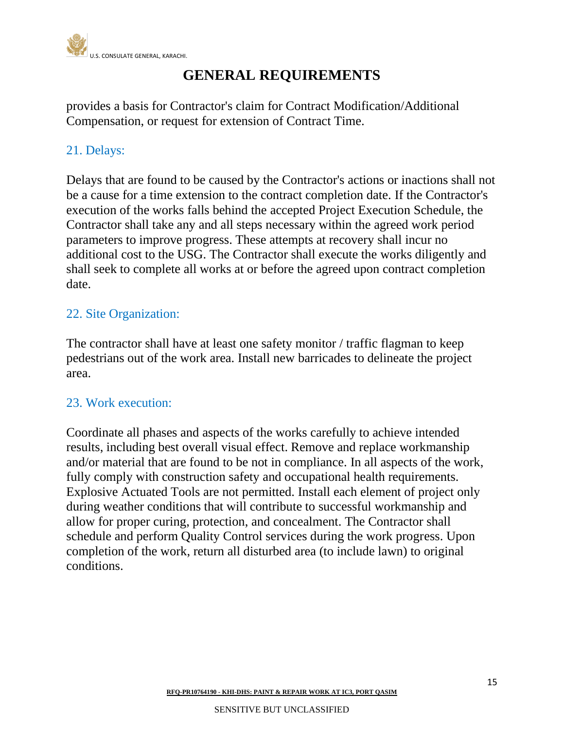# GENERAL REQUIREMENTS

provides a basis for Contractor's claim for Contract Modification/Additional Compensation, or request for extension of Contract Time.

## 21. Delays:

Delays that are found to be caused by the Contractor's actions or inactions shall not be a cause for a time extension to the contract completion date. If the Contractor's execution of the works falls behind the accepted Project Execution Schedule, the Contractor shall take any and all steps necessary within the agreed work period parameters to improve progress. These attempts at recovery shall incur no additional cost to the USG. The Contractor shall execute the works diligently and shall seek to complete all works at or before the agreed upon contract completion date.

## 22. Site Organization:

The contractor shall have at least one safety monitor / traffic flagman to keep pedestrians out of the work area. Install new barricades to delineate the project area.

## 23. Work execution:

Coordinate all phases and aspects of the works carefully to achieve intended results, including best overall visual effect. Remove and replace workmanship and/or material that are found to be not in compliance. In all aspects of the work, fully comply with construction safety and occupational health requirements. Explosive Actuated Tools are not permitted. Install each element of project only during weather conditions that will contribute to successful workmanship and allow for proper curing, protection, and concealment. The Contractor shall schedule and perform Quality Control services during the work progress. Upon completion of the work, return all disturbed area (to include lawn) to original conditions.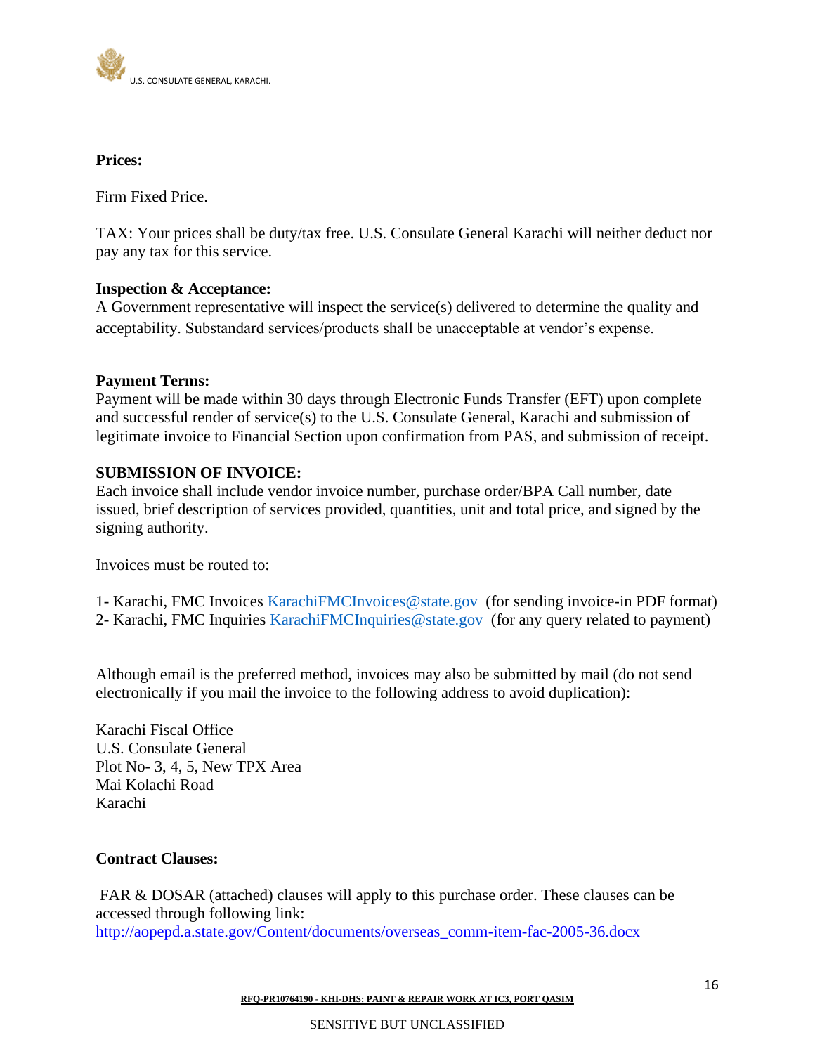**Prices:**

Firm Fixed Price.

TAX: Your prices shall be duty/tax free. U.S. Consulate General Karachi will neither deduct nor pay any tax for this service.

**Inspection & Acceptance:**
A Government representative will inspect the service(s) delivered to determine the quality and acceptability. Substandard services/products shall be unacceptable at vendor's expense.

**Payment Terms:**
Payment will be made within 30 days through Electronic Funds Transfer (EFT) upon complete and successful render of service(s) to the U.S. Consulate General, Karachi and submission of legitimate invoice to Financial Section upon confirmation from PAS, and submission of receipt.

**SUBMISSION OF INVOICE:**
Each invoice shall include vendor invoice number, purchase order/BPA Call number, date issued, brief description of services provided, quantities, unit and total price, and signed by the signing authority.

Invoices must be routed to:

1- Karachi, FMC Invoices KarachiFMCInvoices@state.gov (for sending invoice-in PDF format)
2- Karachi, FMC Inquiries KarachiFMCInquiries@state.gov (for any query related to payment)

Although email is the preferred method, invoices may also be submitted by mail (do not send electronically if you mail the invoice to the following address to avoid duplication):

Karachi Fiscal Office
U.S. Consulate General
Plot No- 3, 4, 5, New TPX Area
Mai Kolachi Road
Karachi

**Contract Clauses:**

FAR & DOSAR (attached) clauses will apply to this purchase order. These clauses can be accessed through following link:
http://aopepd.a.state.gov/Content/documents/overseas_comm-item-fac-2005-36.docx

RFQ-PR10764190 - KHI-DHS: PAINT & REPAIR WORK AT IC3, PORT QASIM

SENSITIVE BUT UNCLASSIFIED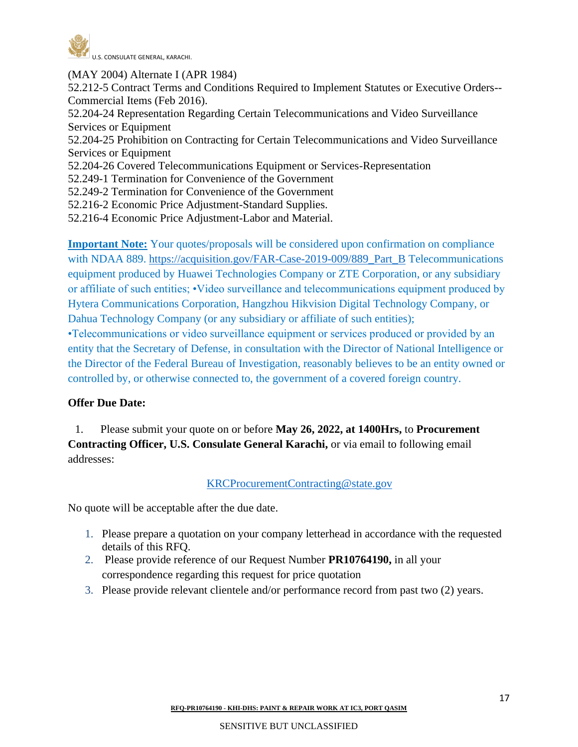(MAY 2004) Alternate I (APR 1984)
52.212-5 Contract Terms and Conditions Required to Implement Statutes or Executive Orders--Commercial Items (Feb 2016).
52.204-24 Representation Regarding Certain Telecommunications and Video Surveillance Services or Equipment
52.204-25 Prohibition on Contracting for Certain Telecommunications and Video Surveillance Services or Equipment
52.204-26 Covered Telecommunications Equipment or Services-Representation
52.249-1 Termination for Convenience of the Government
52.249-2 Termination for Convenience of the Government
52.216-2 Economic Price Adjustment-Standard Supplies.
52.216-4 Economic Price Adjustment-Labor and Material.

**Important Note:** Your quotes/proposals will be considered upon confirmation on compliance with NDAA 889. https://acquisition.gov/FAR-Case-2019-009/889_Part_B Telecommunications equipment produced by Huawei Technologies Company or ZTE Corporation, or any subsidiary or affiliate of such entities; •Video surveillance and telecommunications equipment produced by Hytera Communications Corporation, Hangzhou Hikvision Digital Technology Company, or Dahua Technology Company (or any subsidiary or affiliate of such entities);
•Telecommunications or video surveillance equipment or services produced or provided by an entity that the Secretary of Defense, in consultation with the Director of National Intelligence or the Director of the Federal Bureau of Investigation, reasonably believes to be an entity owned or controlled by, or otherwise connected to, the government of a covered foreign country.

**Offer Due Date:**

1. Please submit your quote on or before **May 26, 2022, at 1400Hrs,** to **Procurement Contracting Officer, U.S. Consulate General Karachi,** or via email to following email addresses:

KRCProcurementContracting@state.gov

No quote will be acceptable after the due date.

1. Please prepare a quotation on your company letterhead in accordance with the requested details of this RFQ.
2. Please provide reference of our Request Number **PR10764190,** in all your correspondence regarding this request for price quotation
3. Please provide relevant clientele and/or performance record from past two (2) years.